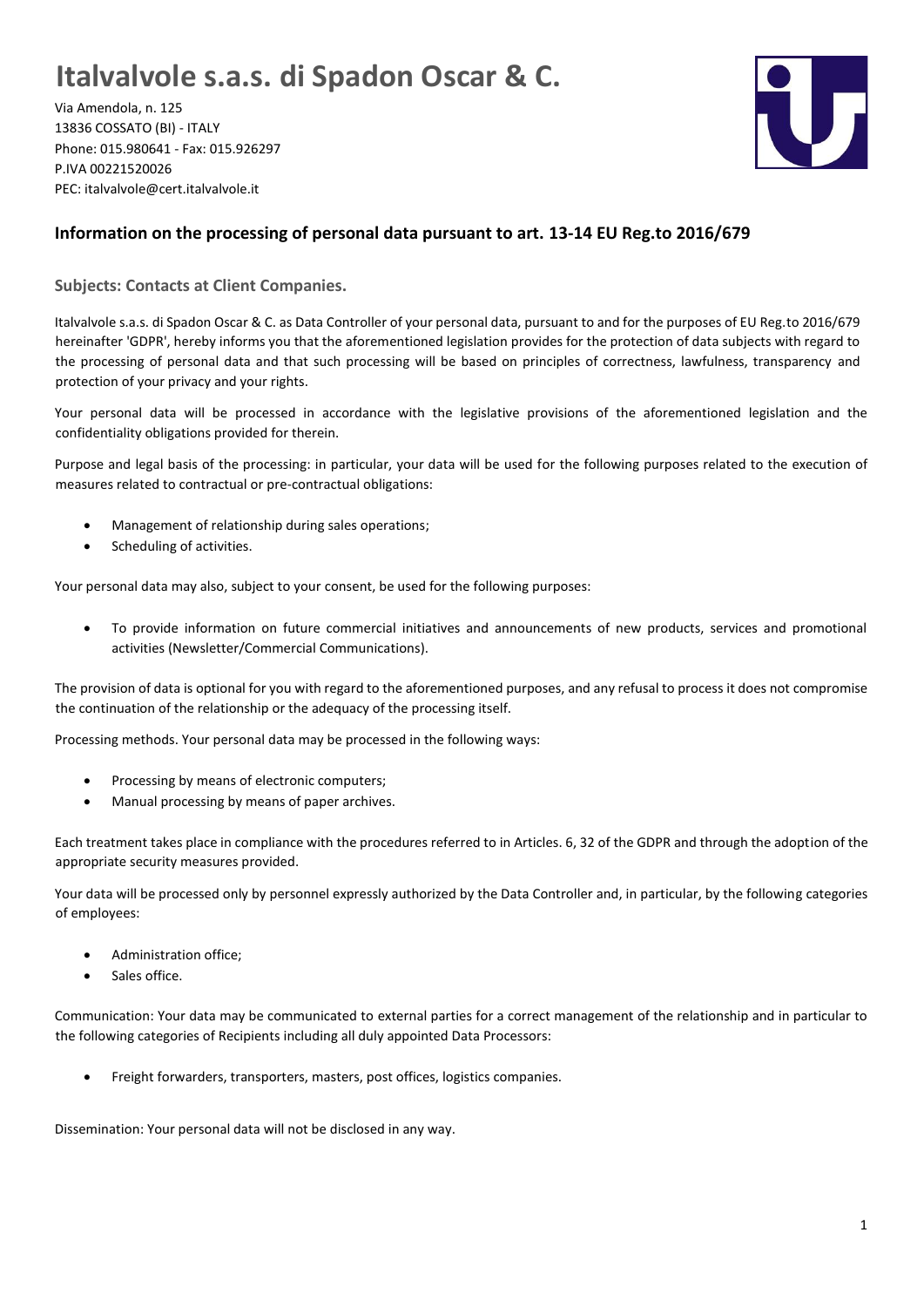# Italvalvole s.a.s. di Spadon Oscar & C.

Via Amendola, n. 125
13836 COSSATO (BI) - ITALY
Phone: 015.980641 - Fax: 015.926297
P.IVA 00221520026
PEC: italvalvole@cert.italvalvole.it

## Information on the processing of personal data pursuant to art. 13-14 EU Reg.to 2016/679

### Subjects: Contacts at Client Companies.

Italvalvole s.a.s. di Spadon Oscar & C. as Data Controller of your personal data, pursuant to and for the purposes of EU Reg.to 2016/679 hereinafter 'GDPR', hereby informs you that the aforementioned legislation provides for the protection of data subjects with regard to the processing of personal data and that such processing will be based on principles of correctness, lawfulness, transparency and protection of your privacy and your rights.

Your personal data will be processed in accordance with the legislative provisions of the aforementioned legislation and the confidentiality obligations provided for therein.

Purpose and legal basis of the processing: in particular, your data will be used for the following purposes related to the execution of measures related to contractual or pre-contractual obligations:

- Management of relationship during sales operations;
- Scheduling of activities.

Your personal data may also, subject to your consent, be used for the following purposes:

- To provide information on future commercial initiatives and announcements of new products, services and promotional activities (Newsletter/Commercial Communications).

The provision of data is optional for you with regard to the aforementioned purposes, and any refusal to process it does not compromise the continuation of the relationship or the adequacy of the processing itself.

Processing methods. Your personal data may be processed in the following ways:

- Processing by means of electronic computers;
- Manual processing by means of paper archives.

Each treatment takes place in compliance with the procedures referred to in Articles. 6, 32 of the GDPR and through the adoption of the appropriate security measures provided.

Your data will be processed only by personnel expressly authorized by the Data Controller and, in particular, by the following categories of employees:

- Administration office;
- Sales office.

Communication: Your data may be communicated to external parties for a correct management of the relationship and in particular to the following categories of Recipients including all duly appointed Data Processors:

- Freight forwarders, transporters, masters, post offices, logistics companies.

Dissemination: Your personal data will not be disclosed in any way.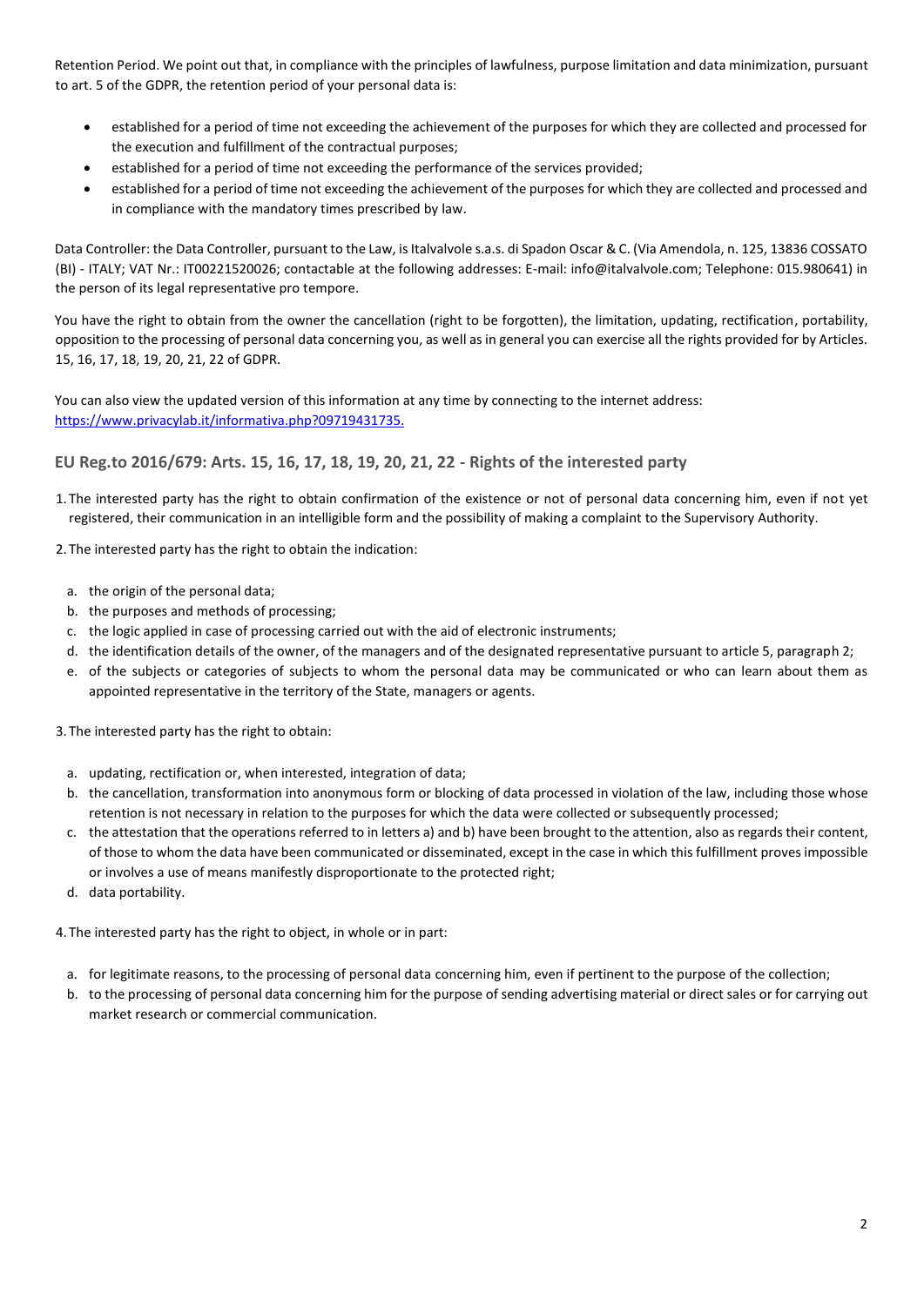Retention Period. We point out that, in compliance with the principles of lawfulness, purpose limitation and data minimization, pursuant to art. 5 of the GDPR, the retention period of your personal data is:

- established for a period of time not exceeding the achievement of the purposes for which they are collected and processed for the execution and fulfillment of the contractual purposes;
- established for a period of time not exceeding the performance of the services provided;
- established for a period of time not exceeding the achievement of the purposes for which they are collected and processed and in compliance with the mandatory times prescribed by law.

Data Controller: the Data Controller, pursuant to the Law, is Italvalvole s.a.s. di Spadon Oscar & C. (Via Amendola, n. 125, 13836 COSSATO (BI) - ITALY; VAT Nr.: IT00221520026; contactable at the following addresses: E-mail: info@italvalvole.com; Telephone: 015.980641) in the person of its legal representative pro tempore.

You have the right to obtain from the owner the cancellation (right to be forgotten), the limitation, updating, rectification, portability, opposition to the processing of personal data concerning you, as well as in general you can exercise all the rights provided for by Articles. 15, 16, 17, 18, 19, 20, 21, 22 of GDPR.

You can also view the updated version of this information at any time by connecting to the internet address: [https://www.privacylab.it/informativa.php?09719431735.](https://www.privacylab.it/informativa.php?09719431735)

## EU Reg.to 2016/679: Arts. 15, 16, 17, 18, 19, 20, 21, 22 - Rights of the interested party

1. The interested party has the right to obtain confirmation of the existence or not of personal data concerning him, even if not yet registered, their communication in an intelligible form and the possibility of making a complaint to the Supervisory Authority.

2. The interested party has the right to obtain the indication:

   a. the origin of the personal data;
   b. the purposes and methods of processing;
   c. the logic applied in case of processing carried out with the aid of electronic instruments;
   d. the identification details of the owner, of the managers and of the designated representative pursuant to article 5, paragraph 2;
   e. of the subjects or categories of subjects to whom the personal data may be communicated or who can learn about them as appointed representative in the territory of the State, managers or agents.

3. The interested party has the right to obtain:

   a. updating, rectification or, when interested, integration of data;
   b. the cancellation, transformation into anonymous form or blocking of data processed in violation of the law, including those whose retention is not necessary in relation to the purposes for which the data were collected or subsequently processed;
   c. the attestation that the operations referred to in letters a) and b) have been brought to the attention, also as regards their content, of those to whom the data have been communicated or disseminated, except in the case in which this fulfillment proves impossible or involves a use of means manifestly disproportionate to the protected right;
   d. data portability.

4. The interested party has the right to object, in whole or in part:

   a. for legitimate reasons, to the processing of personal data concerning him, even if pertinent to the purpose of the collection;
   b. to the processing of personal data concerning him for the purpose of sending advertising material or direct sales or for carrying out market research or commercial communication.